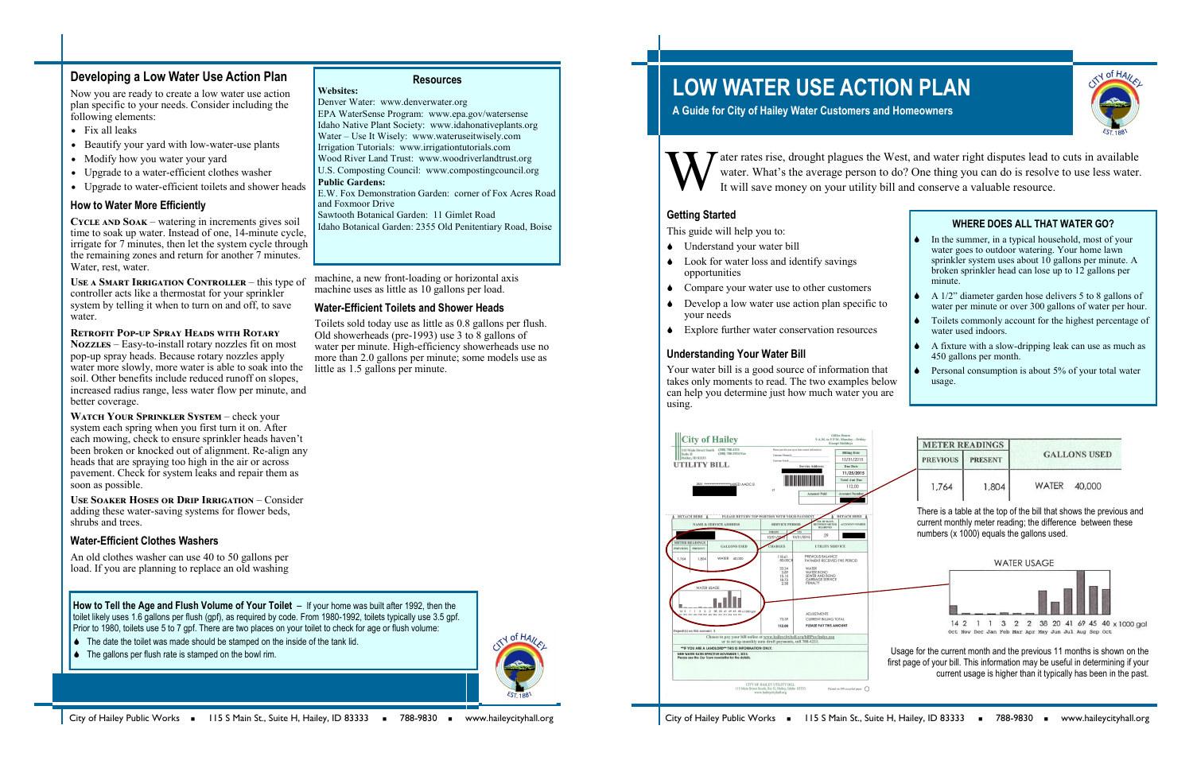# LOW WATER USE ACTION PLAN

**A Guide for City of Hailey Water Customers and Homeowners**

Water rates rise, drought plagues the West, and water right disputes lead to cuts in available water. What's the average person to do? One thing you can do is resolve to use less water. It will save money on your utility bill and conserve a valuable resource.

## Getting Started

This guide will help you to:

- Understand your water bill
- Look for water loss and identify savings opportunities
- Compare your water use to other customers
- Develop a low water use action plan specific to your needs
- Explore further water conservation resources

## Understanding Your Water Bill

Your water bill is a good source of information that takes only moments to read. The two examples below can help you determine just how much water you are using.

| METER READINGS | | GALLONS USED |
|---|---|---|
| PREVIOUS | PRESENT | |
| 1,764 | 1,804 | WATER 40,000 |

There is a table at the top of the bill that shows the previous and current monthly meter reading; the difference between these numbers (x 1000) equals the gallons used.

WATER USAGE

| Oct | Nov | Dec | Jan | Feb | Mar | Apr | May | Jun | Jul | Aug | Sep | Oct |
|---|---|---|---|---|---|---|---|---|---|---|---|---|
| 14 | 2 | 1 | 1 | 3 | 2 | 2 | 38 | 20 | 41 | 69 | 45 | 40 |

x 1000 gal

Usage for the current month and the previous 11 months is shown on the first page of your bill. This information may be useful in determining if your current usage is higher than it typically has been in the past.

### WHERE DOES ALL THAT WATER GO?

- In the summer, in a typical household, most of your water goes to outdoor watering. Your home lawn sprinkler system uses about 10 gallons per minute. A broken sprinkler head can lose up to 12 gallons per minute.
- A 1/2" diameter garden hose delivers 5 to 8 gallons of water per minute or over 300 gallons of water per hour.
- Toilets commonly account for the highest percentage of water used indoors.
- A fixture with a slow-dripping leak can use as much as 450 gallons per month.
- Personal consumption is about 5% of your total water usage.

## Developing a Low Water Use Action Plan

Now you are ready to create a low water use action plan specific to your needs. Consider including the following elements:

- Fix all leaks
- Beautify your yard with low-water-use plants
- Modify how you water your yard
- Upgrade to a water-efficient clothes washer
- Upgrade to water-efficient toilets and shower heads

## How to Water More Efficiently

**Cycle and Soak** – watering in increments gives soil time to soak up water. Instead of one, 14-minute cycle, irrigate for 7 minutes, then let the system cycle through the remaining zones and return for another 7 minutes. Water, rest, water.

**Use a Smart Irrigation Controller** – this type of controller acts like a thermostat for your sprinkler system by telling it when to turn on and off, to save water.

**Retrofit Pop-up Spray Heads with Rotary Nozzles** – Easy-to-install rotary nozzles fit on most pop-up spray heads. Because rotary nozzles apply water more slowly, more water is able to soak into the soil. Other benefits include reduced runoff on slopes, increased radius range, less water flow per minute, and better coverage.

**Watch Your Sprinkler System** – check your system each spring when you first turn it on. After each mowing, check to ensure sprinkler heads haven't been broken or knocked out of alignment. Re-align any heads that are spraying too high in the air or across pavement. Check for system leaks and repair them as soon as possible.

**Use Soaker Hoses or Drip Irrigation** – Consider adding these water-saving systems for flower beds, shrubs and trees.

## Water-Efficient Clothes Washers

An old clothes washer can use 40 to 50 gallons per load. If you are planning to replace an old washing machine, a new front-loading or horizontal axis machine uses as little as 10 gallons per load.

## Water-Efficient Toilets and Shower Heads

Toilets sold today use as little as 0.8 gallons per flush. Old showerheads (pre-1993) use 3 to 8 gallons of water per minute. High-efficiency showerheads use no more than 2.0 gallons per minute; some models use as little as 1.5 gallons per minute.

### Resources

**Websites:**

Denver Water: www.denverwater.org
EPA WaterSense Program: www.epa.gov/watersense
Idaho Native Plant Society: www.idahonativeplants.org
Water – Use It Wisely: www.wateruseitwisely.com
Irrigation Tutorials: www.irrigationtutorials.com
Wood River Land Trust: www.woodriverlandtrust.org
U.S. Composting Council: www.compostingcouncil.org

**Public Gardens:**

E.W. Fox Demonstration Garden: corner of Fox Acres Road and Foxmoor Drive
Sawtooth Botanical Garden: 11 Gimlet Road
Idaho Botanical Garden: 2355 Old Penitentiary Road, Boise

**How to Tell the Age and Flush Volume of Your Toilet** – If your home was built after 1992, then the toilet likely uses 1.6 gallons per flush (gpf), as required by code. From 1980-1992, toilets typically use 3.5 gpf. Prior to 1980, toilets use 5 to 7 gpf. There are two places on your toilet to check for age and flush volume:

- The date the toilet was made should be stamped on the inside of the tank lid.
- The gallons per flush rate is stamped on the bowl rim.

City of Hailey Public Works ▪ 115 S Main St., Suite H, Hailey, ID 83333 ▪ 788-9830 ▪ www.haileycityhall.org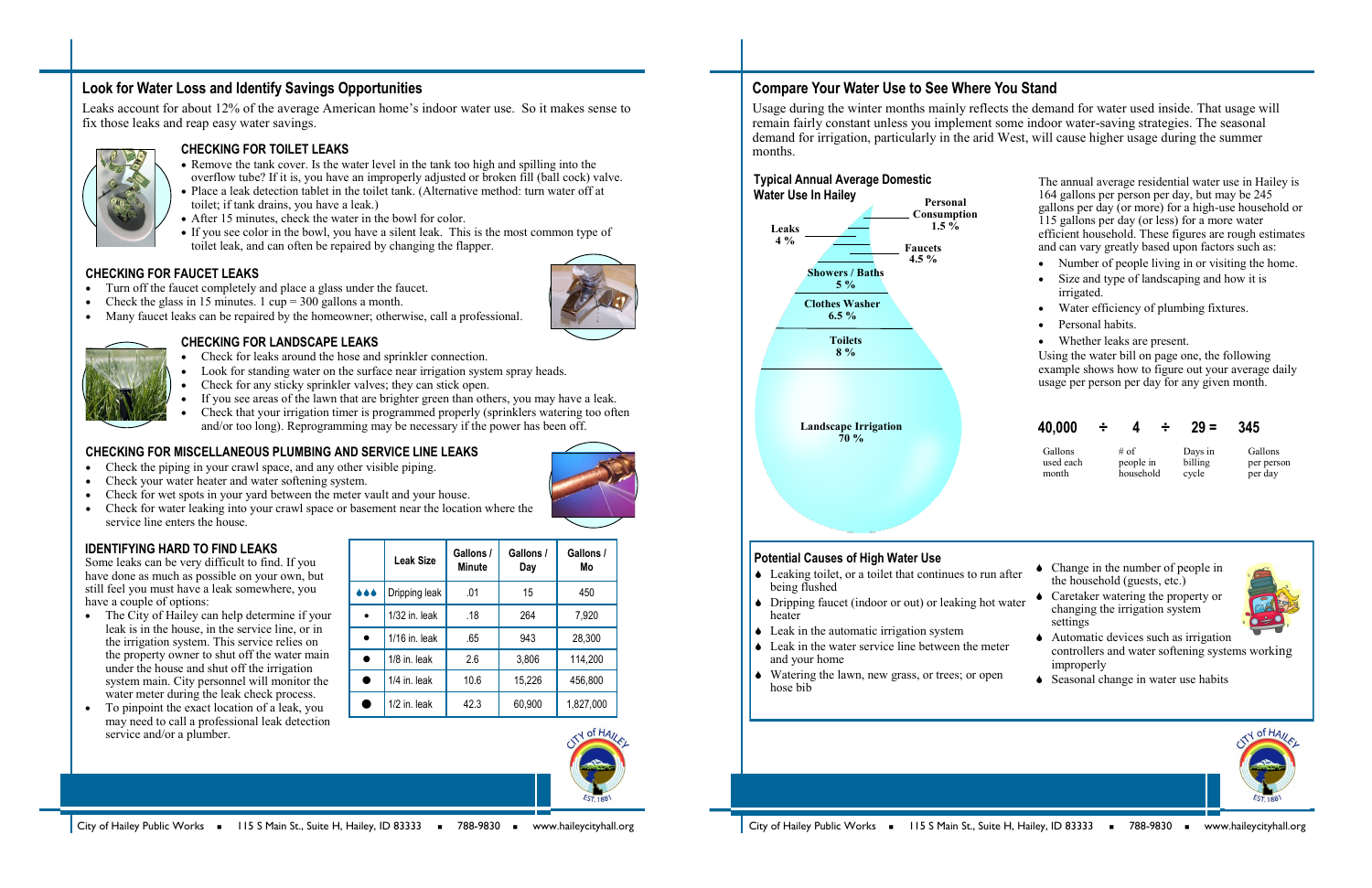## Look for Water Loss and Identify Savings Opportunities

Leaks account for about 12% of the average American home's indoor water use. So it makes sense to fix those leaks and reap easy water savings.

### CHECKING FOR TOILET LEAKS

- Remove the tank cover. Is the water level in the tank too high and spilling into the overflow tube? If it is, you have an improperly adjusted or broken fill (ball cock) valve.
- Place a leak detection tablet in the toilet tank. (Alternative method: turn water off at toilet; if tank drains, you have a leak.)
- After 15 minutes, check the water in the bowl for color.
- If you see color in the bowl, you have a silent leak. This is the most common type of toilet leak, and can often be repaired by changing the flapper.

### CHECKING FOR FAUCET LEAKS

- Turn off the faucet completely and place a glass under the faucet.
- Check the glass in 15 minutes. 1 cup = 300 gallons a month.
- Many faucet leaks can be repaired by the homeowner; otherwise, call a professional.

### CHECKING FOR LANDSCAPE LEAKS

- Check for leaks around the hose and sprinkler connection.
- Look for standing water on the surface near irrigation system spray heads.
- Check for any sticky sprinkler valves; they can stick open.
- If you see areas of the lawn that are brighter green than others, you may have a leak.
- Check that your irrigation timer is programmed properly (sprinklers watering too often and/or too long). Reprogramming may be necessary if the power has been off.

### CHECKING FOR MISCELLANEOUS PLUMBING AND SERVICE LINE LEAKS

- Check the piping in your crawl space, and any other visible piping.
- Check your water heater and water softening system.
- Check for wet spots in your yard between the meter vault and your house.
- Check for water leaking into your crawl space or basement near the location where the service line enters the house.

### IDENTIFYING HARD TO FIND LEAKS

Some leaks can be very difficult to find. If you have done as much as possible on your own, but still feel you must have a leak somewhere, you have a couple of options:

- The City of Hailey can help determine if your leak is in the house, in the service line, or in the irrigation system. This service relies on the property owner to shut off the water main under the house and shut off the irrigation system main. City personnel will monitor the water meter during the leak check process.
- To pinpoint the exact location of a leak, you may need to call a professional leak detection service and/or a plumber.

| | Leak Size | Gallons / Minute | Gallons / Day | Gallons / Mo |
|---|---|---|---|---|
| ♦♦♦ | Dripping leak | .01 | 15 | 450 |
| • | 1/32 in. leak | .18 | 264 | 7,920 |
| ● | 1/16 in. leak | .65 | 943 | 28,300 |
| ● | 1/8 in. leak | 2.6 | 3,806 | 114,200 |
| ● | 1/4 in. leak | 10.6 | 15,226 | 456,800 |
| ● | 1/2 in. leak | 42.3 | 60,900 | 1,827,000 |

## Compare Your Water Use to See Where You Stand

Usage during the winter months mainly reflects the demand for water used inside. That usage will remain fairly constant unless you implement some indoor water-saving strategies. The seasonal demand for irrigation, particularly in the arid West, will cause higher usage during the summer months.

**Typical Annual Average Domestic Water Use In Hailey**

Personal Consumption 1.5 %
Leaks 4 %
Faucets 4.5 %
Showers / Baths 5 %
Clothes Washer 6.5 %
Toilets 8 %
Landscape Irrigation 70 %

The annual average residential water use in Hailey is 164 gallons per person per day, but may be 245 gallons per day (or more) for a high-use household or 115 gallons per day (or less) for a more water efficient household. These figures are rough estimates and can vary greatly based upon factors such as:

- Number of people living in or visiting the home.
- Size and type of landscaping and how it is irrigated.
- Water efficiency of plumbing fixtures.
- Personal habits.
- Whether leaks are present.

Using the water bill on page one, the following example shows how to figure out your average daily usage per person per day for any given month.

| 40,000 | ÷ | 4 | ÷ | 29 = | 345 |
|---|---|---|---|---|---|
| Gallons used each month | | # of people in household | | Days in billing cycle | Gallons per person per day |

### Potential Causes of High Water Use

- Leaking toilet, or a toilet that continues to run after being flushed
- Dripping faucet (indoor or out) or leaking hot water heater
- Leak in the automatic irrigation system
- Leak in the water service line between the meter and your home
- Watering the lawn, new grass, or trees; or open hose bib
- Change in the number of people in the household (guests, etc.)
- Caretaker watering the property or changing the irrigation system settings
- Automatic devices such as irrigation controllers and water softening systems working improperly
- Seasonal change in water use habits

City of Hailey Public Works ▪ 115 S Main St., Suite H, Hailey, ID 83333 ▪ 788-9830 ▪ www.haileycityhall.org